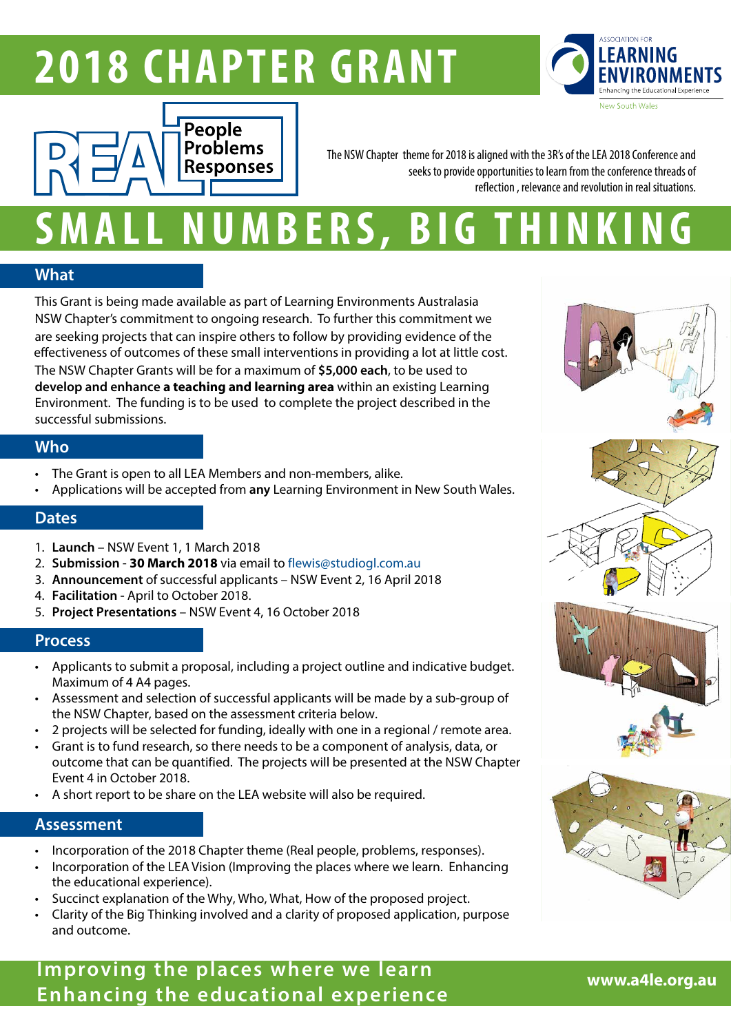# 2018 CHAPTER GRANT

ASSOCIATION FOR
LEARNING ENVIRONMENTS
Enhancing the Educational Experience
New South Wales

REAL
People
Problems
Responses

The NSW Chapter theme for 2018 is aligned with the 3R's of the LEA 2018 Conference and seeks to provide opportunities to learn from the conference threads of reflection , relevance and revolution in real situations.

# SMALL NUMBERS, BIG THINKING

## What

This Grant is being made available as part of Learning Environments Australasia NSW Chapter's commitment to ongoing research. To further this commitment we are seeking projects that can inspire others to follow by providing evidence of the effectiveness of outcomes of these small interventions in providing a lot at little cost. The NSW Chapter Grants will be for a maximum of **$5,000 each**, to be used to **develop and enhance a teaching and learning area** within an existing Learning Environment. The funding is to be used to complete the project described in the successful submissions.

## Who

- The Grant is open to all LEA Members and non-members, alike.
- Applications will be accepted from **any** Learning Environment in New South Wales.

## Dates

1. **Launch** – NSW Event 1, 1 March 2018
2. **Submission** - **30 March 2018** via email to flewis@studiogl.com.au
3. **Announcement** of successful applicants – NSW Event 2, 16 April 2018
4. **Facilitation -** April to October 2018.
5. **Project Presentations** – NSW Event 4, 16 October 2018

## Process

- Applicants to submit a proposal, including a project outline and indicative budget. Maximum of 4 A4 pages.
- Assessment and selection of successful applicants will be made by a sub-group of the NSW Chapter, based on the assessment criteria below.
- 2 projects will be selected for funding, ideally with one in a regional / remote area.
- Grant is to fund research, so there needs to be a component of analysis, data, or outcome that can be quantified. The projects will be presented at the NSW Chapter Event 4 in October 2018.
- A short report to be share on the LEA website will also be required.

## Assessment

- Incorporation of the 2018 Chapter theme (Real people, problems, responses).
- Incorporation of the LEA Vision (Improving the places where we learn. Enhancing the educational experience).
- Succinct explanation of the Why, Who, What, How of the proposed project.
- Clarity of the Big Thinking involved and a clarity of proposed application, purpose and outcome.

**Improving the places where we learn**
**Enhancing the educational experience**

**www.a4le.org.au**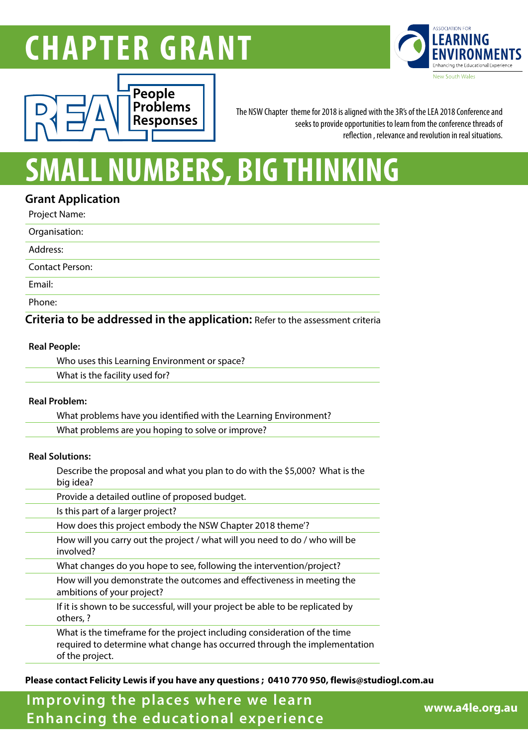# CHAPTER GRANT

ASSOCIATION FOR
LEARNING ENVIRONMENTS
Enhancing the Educational Experience
New South Wales

REAL People Problems Responses

The NSW Chapter theme for 2018 is aligned with the 3R's of the LEA 2018 Conference and seeks to provide opportunities to learn from the conference threads of reflection , relevance and revolution in real situations.

# SMALL NUMBERS, BIG THINKING

## Grant Application

Project Name:

Organisation:

Address:

Contact Person:

Email:

Phone:

**Criteria to be addressed in the application:** Refer to the assessment criteria

**Real People:**

- Who uses this Learning Environment or space?
- What is the facility used for?

**Real Problem:**

- What problems have you identified with the Learning Environment?
- What problems are you hoping to solve or improve?

**Real Solutions:**

- Describe the proposal and what you plan to do with the $5,000? What is the big idea?
- Provide a detailed outline of proposed budget.
- Is this part of a larger project?
- How does this project embody the NSW Chapter 2018 theme'?
- How will you carry out the project / what will you need to do / who will be involved?
- What changes do you hope to see, following the intervention/project?
- How will you demonstrate the outcomes and effectiveness in meeting the ambitions of your project?
- If it is shown to be successful, will your project be able to be replicated by others, ?
- What is the timeframe for the project including consideration of the time required to determine what change has occurred through the implementation of the project.

**Please contact Felicity Lewis if you have any questions ; 0410 770 950, flewis@studiogl.com.au**

Improving the places where we learn
Enhancing the educational experience

www.a4le.org.au